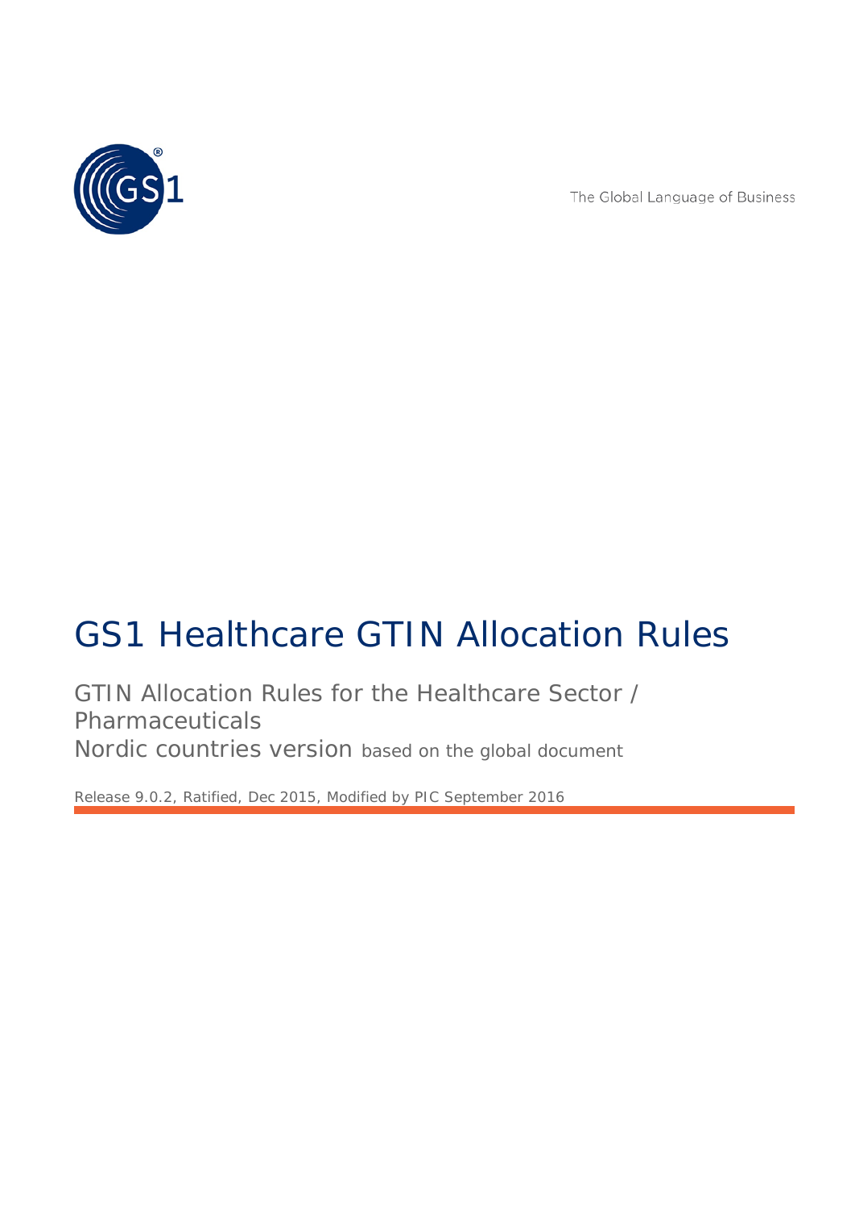The Global Language of Business

# GS1 Healthcare GTIN Allocation Rules

GTIN Allocation Rules for the Healthcare Sector / Pharmaceuticals
Nordic countries version based on the global document

Release 9.0.2, Ratified, Dec 2015, Modified by PIC September 2016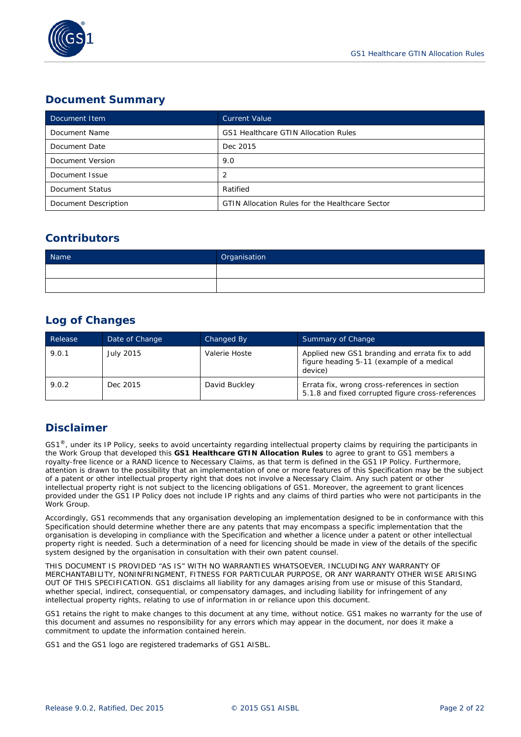## Document Summary

| Document Item | Current Value |
| --- | --- |
| Document Name | GS1 Healthcare GTIN Allocation Rules |
| Document Date | Dec 2015 |
| Document Version | 9.0 |
| Document Issue | 2 |
| Document Status | Ratified |
| Document Description | GTIN Allocation Rules for the Healthcare Sector |

## Contributors

| Name | Organisation |
| --- | --- |
| | |
| | |

## Log of Changes

| Release | Date of Change | Changed By | Summary of Change |
| --- | --- | --- | --- |
| 9.0.1 | July 2015 | Valerie Hoste | Applied new GS1 branding and errata fix to add figure heading 5-11 (example of a medical device) |
| 9.0.2 | Dec 2015 | David Buckley | Errata fix, wrong cross-references in section 5.1.8 and fixed corrupted figure cross-references |

## Disclaimer

GS1®, under its IP Policy, seeks to avoid uncertainty regarding intellectual property claims by requiring the participants in the Work Group that developed this **GS1 Healthcare GTIN Allocation Rules** to agree to grant to GS1 members a royalty-free licence or a RAND licence to Necessary Claims, as that term is defined in the GS1 IP Policy. Furthermore, attention is drawn to the possibility that an implementation of one or more features of this Specification may be the subject of a patent or other intellectual property right that does not involve a Necessary Claim. Any such patent or other intellectual property right is not subject to the licencing obligations of GS1. Moreover, the agreement to grant licences provided under the GS1 IP Policy does not include IP rights and any claims of third parties who were not participants in the Work Group.

Accordingly, GS1 recommends that any organisation developing an implementation designed to be in conformance with this Specification should determine whether there are any patents that may encompass a specific implementation that the organisation is developing in compliance with the Specification and whether a licence under a patent or other intellectual property right is needed. Such a determination of a need for licencing should be made in view of the details of the specific system designed by the organisation in consultation with their own patent counsel.

THIS DOCUMENT IS PROVIDED "AS IS" WITH NO WARRANTIES WHATSOEVER, INCLUDING ANY WARRANTY OF MERCHANTABILITY, NONINFRINGMENT, FITNESS FOR PARTICULAR PURPOSE, OR ANY WARRANTY OTHER WISE ARISING OUT OF THIS SPECIFICATION. GS1 disclaims all liability for any damages arising from use or misuse of this Standard, whether special, indirect, consequential, or compensatory damages, and including liability for infringement of any intellectual property rights, relating to use of information in or reliance upon this document.

GS1 retains the right to make changes to this document at any time, without notice. GS1 makes no warranty for the use of this document and assumes no responsibility for any errors which may appear in the document, nor does it make a commitment to update the information contained herein.

GS1 and the GS1 logo are registered trademarks of GS1 AISBL.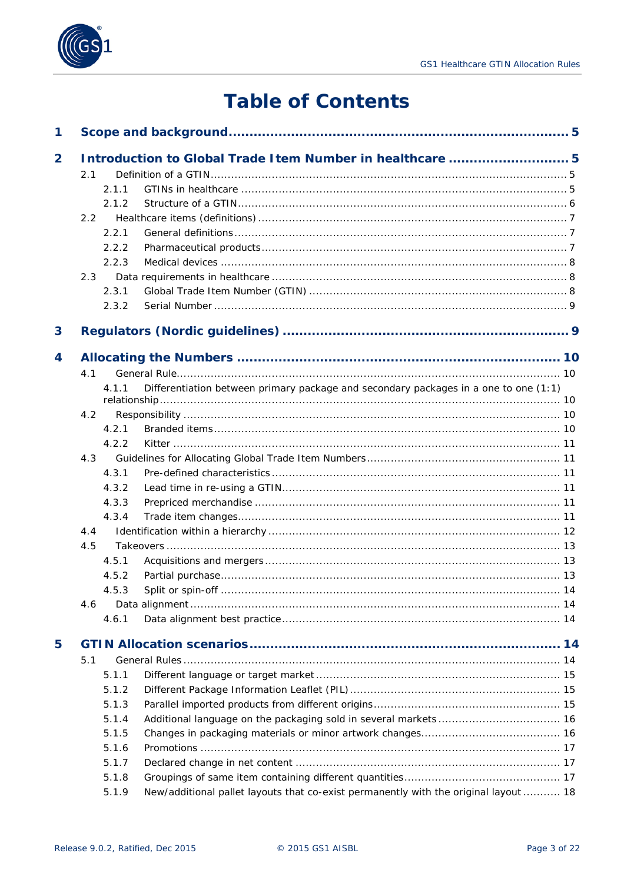# Table of Contents

**1 Scope and background ..... 5**

**2 Introduction to Global Trade Item Number in healthcare ..... 5**

- 2.1 Definition of a GTIN ..... 5
  - 2.1.1 GTINs in healthcare ..... 5
  - 2.1.2 Structure of a GTIN ..... 6
- 2.2 Healthcare items (definitions) ..... 7
  - 2.2.1 General definitions ..... 7
  - 2.2.2 Pharmaceutical products ..... 7
  - 2.2.3 Medical devices ..... 8
- 2.3 Data requirements in healthcare ..... 8
  - 2.3.1 Global Trade Item Number (GTIN) ..... 8
  - 2.3.2 Serial Number ..... 9

**3 Regulators (Nordic guidelines) ..... 9**

**4 Allocating the Numbers ..... 10**

- 4.1 General Rule ..... 10
  - 4.1.1 Differentiation between primary package and secondary packages in a one to one (1:1) relationship ..... 10
- 4.2 Responsibility ..... 10
  - 4.2.1 Branded items ..... 10
  - 4.2.2 Kitter ..... 11
- 4.3 Guidelines for Allocating Global Trade Item Numbers ..... 11
  - 4.3.1 Pre-defined characteristics ..... 11
  - 4.3.2 Lead time in re-using a GTIN ..... 11
  - 4.3.3 Prepriced merchandise ..... 11
  - 4.3.4 Trade item changes ..... 11
- 4.4 Identification within a hierarchy ..... 12
- 4.5 Takeovers ..... 13
  - 4.5.1 Acquisitions and mergers ..... 13
  - 4.5.2 Partial purchase ..... 13
  - 4.5.3 Split or spin-off ..... 14
- 4.6 Data alignment ..... 14
  - 4.6.1 Data alignment best practice ..... 14

**5 GTIN Allocation scenarios ..... 14**

- 5.1 General Rules ..... 14
  - 5.1.1 Different language or target market ..... 15
  - 5.1.2 Different Package Information Leaflet (PIL) ..... 15
  - 5.1.3 Parallel imported products from different origins ..... 15
  - 5.1.4 Additional language on the packaging sold in several markets ..... 16
  - 5.1.5 Changes in packaging materials or minor artwork changes ..... 16
  - 5.1.6 Promotions ..... 17
  - 5.1.7 Declared change in net content ..... 17
  - 5.1.8 Groupings of same item containing different quantities ..... 17
  - 5.1.9 New/additional pallet layouts that co-exist permanently with the original layout ..... 18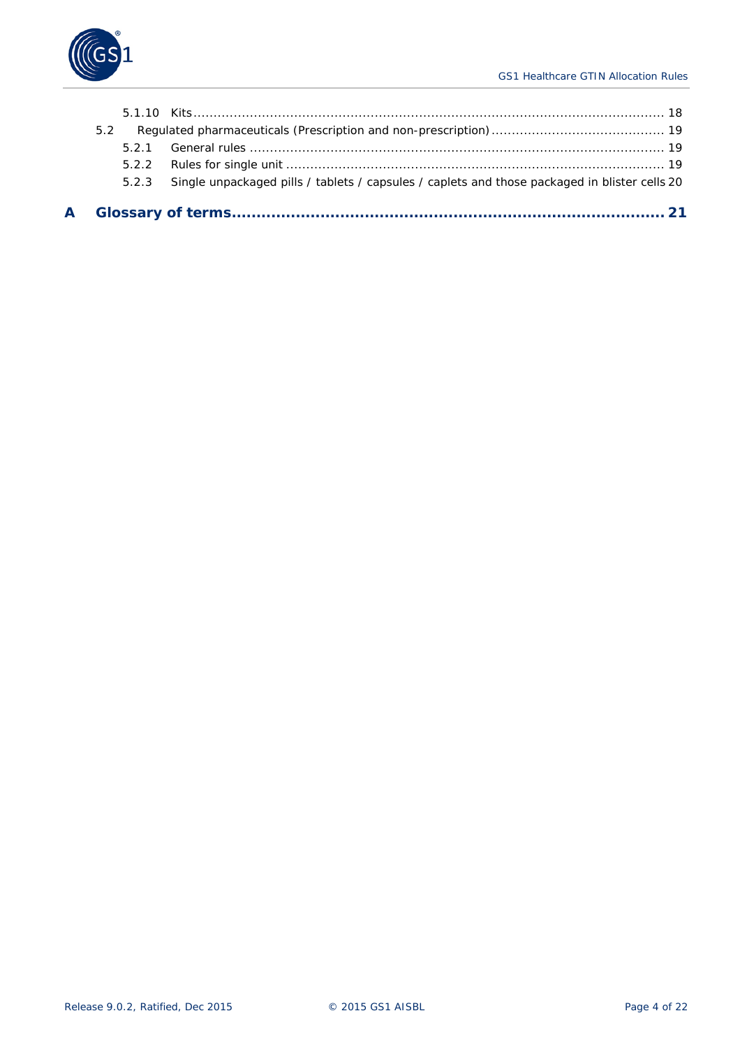5.1.10 Kits ........................................................................................................................ 18

5.2 Regulated pharmaceuticals (Prescription and non-prescription) ........................................... 19

5.2.1 General rules ....................................................................................................... 19

5.2.2 Rules for single unit .............................................................................................. 19

5.2.3 Single unpackaged pills / tablets / capsules / caplets and those packaged in blister cells 20

**A Glossary of terms........................................................................................ 21**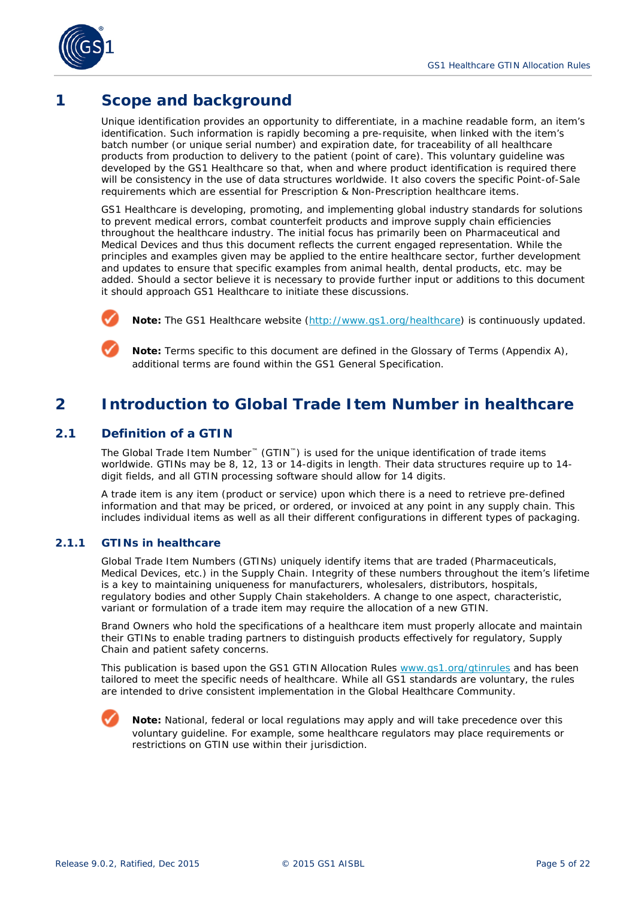# 1 Scope and background

Unique identification provides an opportunity to differentiate, in a machine readable form, an item's identification. Such information is rapidly becoming a pre-requisite, when linked with the item's batch number (or unique serial number) and expiration date, for traceability of all healthcare products from production to delivery to the patient (point of care). This voluntary guideline was developed by the GS1 Healthcare so that, when and where product identification is required there will be consistency in the use of data structures worldwide. It also covers the specific Point-of-Sale requirements which are essential for Prescription & Non-Prescription healthcare items.

GS1 Healthcare is developing, promoting, and implementing global industry standards for solutions to prevent medical errors, combat counterfeit products and improve supply chain efficiencies throughout the healthcare industry. The initial focus has primarily been on Pharmaceutical and Medical Devices and thus this document reflects the current engaged representation. While the principles and examples given may be applied to the entire healthcare sector, further development and updates to ensure that specific examples from animal health, dental products, etc. may be added. Should a sector believe it is necessary to provide further input or additions to this document it should approach GS1 Healthcare to initiate these discussions.

**Note:** The GS1 Healthcare website (http://www.gs1.org/healthcare) is continuously updated.

**Note:** Terms specific to this document are defined in the Glossary of Terms (Appendix A), additional terms are found within the GS1 General Specification.

# 2 Introduction to Global Trade Item Number in healthcare

## 2.1 Definition of a GTIN

The Global Trade Item Number™ (GTIN™) is used for the unique identification of trade items worldwide. GTINs may be 8, 12, 13 or 14-digits in length. Their data structures require up to 14-digit fields, and all GTIN processing software should allow for 14 digits.

A trade item is any item (product or service) upon which there is a need to retrieve pre-defined information and that may be priced, or ordered, or invoiced at any point in any supply chain. This includes individual items as well as all their different configurations in different types of packaging.

### 2.1.1 GTINs in healthcare

Global Trade Item Numbers (GTINs) uniquely identify items that are traded (Pharmaceuticals, Medical Devices, etc.) in the Supply Chain. Integrity of these numbers throughout the item's lifetime is a key to maintaining uniqueness for manufacturers, wholesalers, distributors, hospitals, regulatory bodies and other Supply Chain stakeholders. A change to one aspect, characteristic, variant or formulation of a trade item may require the allocation of a new GTIN.

Brand Owners who hold the specifications of a healthcare item must properly allocate and maintain their GTINs to enable trading partners to distinguish products effectively for regulatory, Supply Chain and patient safety concerns.

This publication is based upon the GS1 GTIN Allocation Rules www.gs1.org/gtinrules and has been tailored to meet the specific needs of healthcare. While all GS1 standards are voluntary, the rules are intended to drive consistent implementation in the Global Healthcare Community.

**Note:** National, federal or local regulations may apply and will take precedence over this voluntary guideline. For example, some healthcare regulators may place requirements or restrictions on GTIN use within their jurisdiction.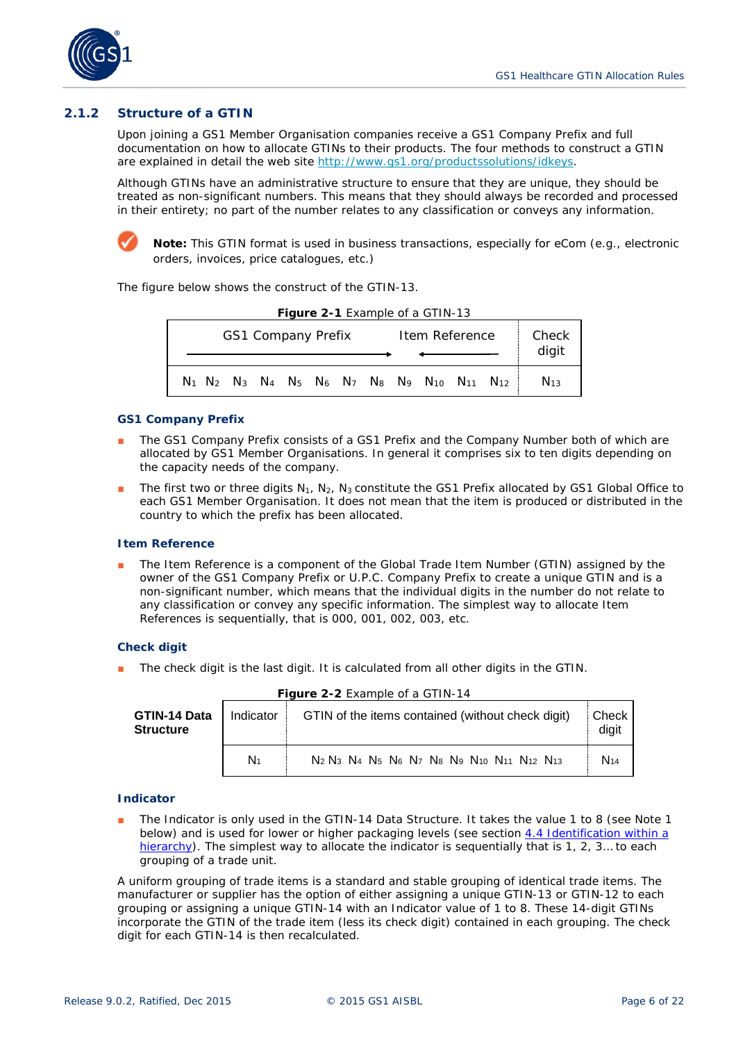### 2.1.2 Structure of a GTIN

Upon joining a GS1 Member Organisation companies receive a GS1 Company Prefix and full documentation on how to allocate GTINs to their products. The four methods to construct a GTIN are explained in detail the web site http://www.gs1.org/productssolutions/idkeys.

Although GTINs have an administrative structure to ensure that they are unique, they should be treated as non-significant numbers. This means that they should always be recorded and processed in their entirety; no part of the number relates to any classification or conveys any information.

**Note:** This GTIN format is used in business transactions, especially for eCom (e.g., electronic orders, invoices, price catalogues, etc.)

The figure below shows the construct of the GTIN-13.

**Figure 2-1** Example of a GTIN-13

| GS1 Company Prefix → ← Item Reference | Check digit |
|---|---|
| $N_1$ $N_2$ $N_3$ $N_4$ $N_5$ $N_6$ $N_7$ $N_8$ $N_9$ $N_{10}$ $N_{11}$ $N_{12}$ | $N_{13}$ |

#### GS1 Company Prefix

- The GS1 Company Prefix consists of a GS1 Prefix and the Company Number both of which are allocated by GS1 Member Organisations. In general it comprises six to ten digits depending on the capacity needs of the company.
- The first two or three digits $N_1$, $N_2$, $N_3$ constitute the GS1 Prefix allocated by GS1 Global Office to each GS1 Member Organisation. It does not mean that the item is produced or distributed in the country to which the prefix has been allocated.

#### Item Reference

- The Item Reference is a component of the Global Trade Item Number (GTIN) assigned by the owner of the GS1 Company Prefix or U.P.C. Company Prefix to create a unique GTIN and is a non-significant number, which means that the individual digits in the number do not relate to any classification or convey any specific information. The simplest way to allocate Item References is sequentially, that is 000, 001, 002, 003, etc.

#### Check digit

- The check digit is the last digit. It is calculated from all other digits in the GTIN.

**Figure 2-2** Example of a GTIN-14

| GTIN-14 Data Structure | Indicator | GTIN of the items contained (without check digit) | Check digit |
|---|---|---|---|
| | $N_1$ | $N_2$ $N_3$ $N_4$ $N_5$ $N_6$ $N_7$ $N_8$ $N_9$ $N_{10}$ $N_{11}$ $N_{12}$ $N_{13}$ | $N_{14}$ |

#### Indicator

- The Indicator is only used in the GTIN-14 Data Structure. It takes the value 1 to 8 (see Note 1 below) and is used for lower or higher packaging levels (see section 4.4 Identification within a hierarchy). The simplest way to allocate the indicator is sequentially that is 1, 2, 3… to each grouping of a trade unit.

A uniform grouping of trade items is a standard and stable grouping of identical trade items. The manufacturer or supplier has the option of either assigning a unique GTIN-13 or GTIN-12 to each grouping or assigning a unique GTIN-14 with an Indicator value of 1 to 8. These 14-digit GTINs incorporate the GTIN of the trade item (less its check digit) contained in each grouping. The check digit for each GTIN-14 is then recalculated.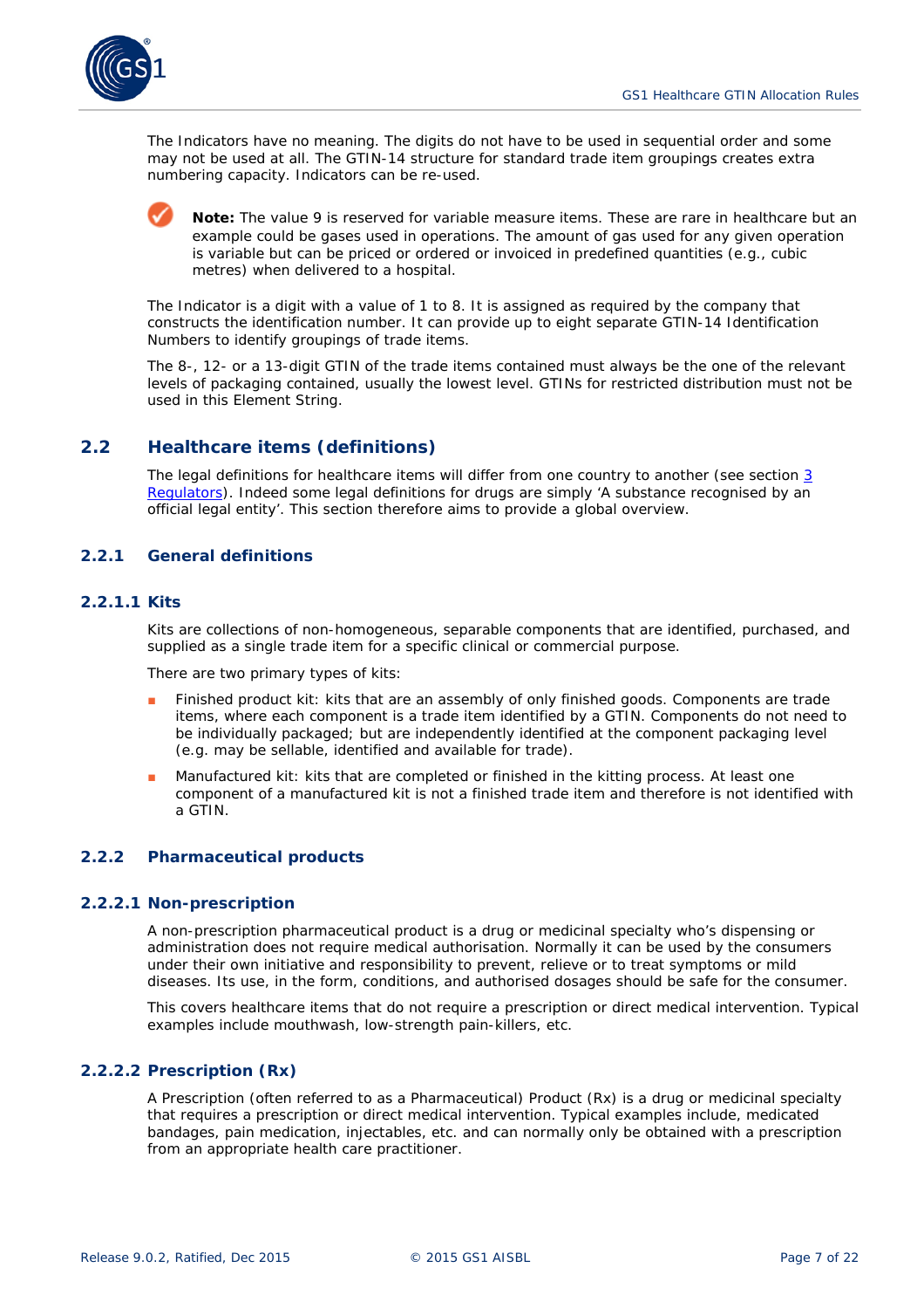The Indicators have no meaning. The digits do not have to be used in sequential order and some may not be used at all. The GTIN-14 structure for standard trade item groupings creates extra numbering capacity. Indicators can be re-used.

> **Note:** The value 9 is reserved for variable measure items. These are rare in healthcare but an example could be gases used in operations. The amount of gas used for any given operation is variable but can be priced or ordered or invoiced in predefined quantities (e.g., cubic metres) when delivered to a hospital.

The Indicator is a digit with a value of 1 to 8. It is assigned as required by the company that constructs the identification number. It can provide up to eight separate GTIN-14 Identification Numbers to identify groupings of trade items.

The 8-, 12- or a 13-digit GTIN of the trade items contained must always be the one of the relevant levels of packaging contained, usually the lowest level. GTINs for restricted distribution must not be used in this Element String.

## 2.2 Healthcare items (definitions)

The legal definitions for healthcare items will differ from one country to another (see section 3 Regulators). Indeed some legal definitions for drugs are simply 'A substance recognised by an official legal entity'. This section therefore aims to provide a global overview.

### 2.2.1 General definitions

#### 2.2.1.1 Kits

Kits are collections of non-homogeneous, separable components that are identified, purchased, and supplied as a single trade item for a specific clinical or commercial purpose.

There are two primary types of kits:

- Finished product kit: kits that are an assembly of only finished goods. Components are trade items, where each component is a trade item identified by a GTIN. Components do not need to be individually packaged; but are independently identified at the component packaging level (e.g. may be sellable, identified and available for trade).
- Manufactured kit: kits that are completed or finished in the kitting process. At least one component of a manufactured kit is not a finished trade item and therefore is not identified with a GTIN.

### 2.2.2 Pharmaceutical products

#### 2.2.2.1 Non-prescription

A non-prescription pharmaceutical product is a drug or medicinal specialty who's dispensing or administration does not require medical authorisation. Normally it can be used by the consumers under their own initiative and responsibility to prevent, relieve or to treat symptoms or mild diseases. Its use, in the form, conditions, and authorised dosages should be safe for the consumer.

This covers healthcare items that do not require a prescription or direct medical intervention. Typical examples include mouthwash, low-strength pain-killers, etc.

#### 2.2.2.2 Prescription (Rx)

A Prescription (often referred to as a Pharmaceutical) Product (Rx) is a drug or medicinal specialty that requires a prescription or direct medical intervention. Typical examples include, medicated bandages, pain medication, injectables, etc. and can normally only be obtained with a prescription from an appropriate health care practitioner.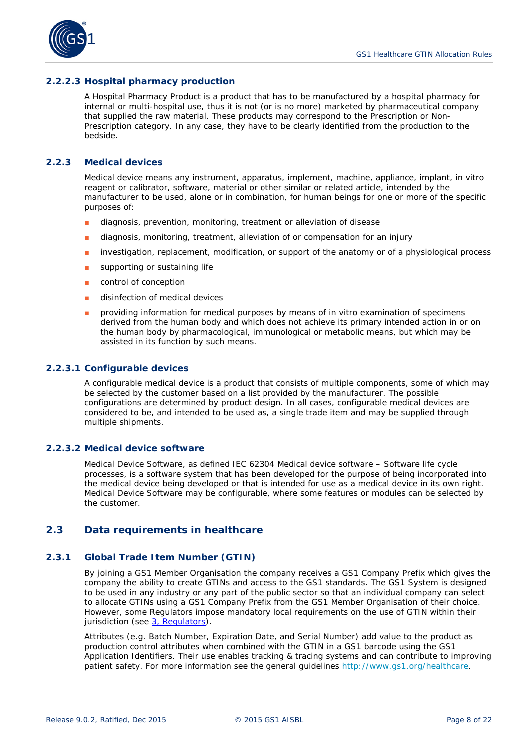### 2.2.2.3 Hospital pharmacy production

A Hospital Pharmacy Product is a product that has to be manufactured by a hospital pharmacy for internal or multi-hospital use, thus it is not (or is no more) marketed by pharmaceutical company that supplied the raw material. These products may correspond to the Prescription or Non-Prescription category. In any case, they have to be clearly identified from the production to the bedside.

### 2.2.3 Medical devices

Medical device means any instrument, apparatus, implement, machine, appliance, implant, in vitro reagent or calibrator, software, material or other similar or related article, intended by the manufacturer to be used, alone or in combination, for human beings for one or more of the specific purposes of:

- diagnosis, prevention, monitoring, treatment or alleviation of disease
- diagnosis, monitoring, treatment, alleviation of or compensation for an injury
- investigation, replacement, modification, or support of the anatomy or of a physiological process
- supporting or sustaining life
- control of conception
- disinfection of medical devices
- providing information for medical purposes by means of in vitro examination of specimens derived from the human body and which does not achieve its primary intended action in or on the human body by pharmacological, immunological or metabolic means, but which may be assisted in its function by such means.

### 2.2.3.1 Configurable devices

A configurable medical device is a product that consists of multiple components, some of which may be selected by the customer based on a list provided by the manufacturer. The possible configurations are determined by product design. In all cases, configurable medical devices are considered to be, and intended to be used as, a single trade item and may be supplied through multiple shipments.

### 2.2.3.2 Medical device software

Medical Device Software, as defined IEC 62304 Medical device software – Software life cycle processes, is a software system that has been developed for the purpose of being incorporated into the medical device being developed or that is intended for use as a medical device in its own right. Medical Device Software may be configurable, where some features or modules can be selected by the customer.

## 2.3 Data requirements in healthcare

### 2.3.1 Global Trade Item Number (GTIN)

By joining a GS1 Member Organisation the company receives a GS1 Company Prefix which gives the company the ability to create GTINs and access to the GS1 standards. The GS1 System is designed to be used in any industry or any part of the public sector so that an individual company can select to allocate GTINs using a GS1 Company Prefix from the GS1 Member Organisation of their choice. However, some Regulators impose mandatory local requirements on the use of GTIN within their jurisdiction (see 3, Regulators).

Attributes (e.g. Batch Number, Expiration Date, and Serial Number) add value to the product as production control attributes when combined with the GTIN in a GS1 barcode using the GS1 Application Identifiers. Their use enables tracking & tracing systems and can contribute to improving patient safety. For more information see the general guidelines http://www.gs1.org/healthcare.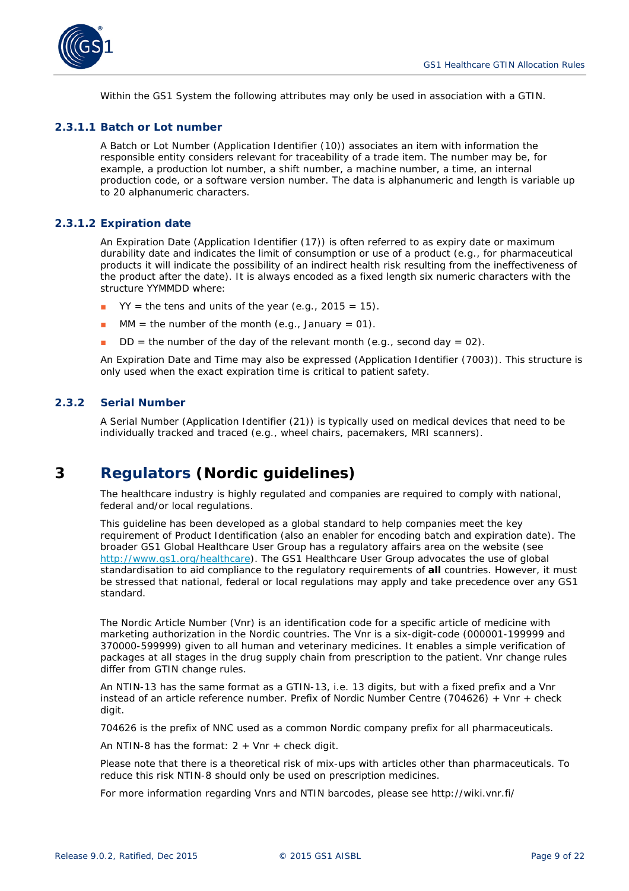Within the GS1 System the following attributes may only be used in association with a GTIN.

#### 2.3.1.1 Batch or Lot number

A Batch or Lot Number (Application Identifier (10)) associates an item with information the responsible entity considers relevant for traceability of a trade item. The number may be, for example, a production lot number, a shift number, a machine number, a time, an internal production code, or a software version number. The data is alphanumeric and length is variable up to 20 alphanumeric characters.

#### 2.3.1.2 Expiration date

An Expiration Date (Application Identifier (17)) is often referred to as expiry date or maximum durability date and indicates the limit of consumption or use of a product (e.g., for pharmaceutical products it will indicate the possibility of an indirect health risk resulting from the ineffectiveness of the product after the date). It is always encoded as a fixed length six numeric characters with the structure YYMMDD where:

- YY = the tens and units of the year (e.g., 2015 = 15).
- MM = the number of the month (e.g., January = 01).
- DD = the number of the day of the relevant month (e.g., second day = 02).

An Expiration Date and Time may also be expressed (Application Identifier (7003)). This structure is only used when the exact expiration time is critical to patient safety.

### 2.3.2 Serial Number

A Serial Number (Application Identifier (21)) is typically used on medical devices that need to be individually tracked and traced (e.g., wheel chairs, pacemakers, MRI scanners).

# 3 Regulators (Nordic guidelines)

The healthcare industry is highly regulated and companies are required to comply with national, federal and/or local regulations.

This guideline has been developed as a global standard to help companies meet the key requirement of Product Identification (also an enabler for encoding batch and expiration date). The broader GS1 Global Healthcare User Group has a regulatory affairs area on the website (see http://www.gs1.org/healthcare). The GS1 Healthcare User Group advocates the use of global standardisation to aid compliance to the regulatory requirements of **all** countries. However, it must be stressed that national, federal or local regulations may apply and take precedence over any GS1 standard.

The Nordic Article Number (Vnr) is an identification code for a specific article of medicine with marketing authorization in the Nordic countries. The Vnr is a six-digit-code (000001-199999 and 370000-599999) given to all human and veterinary medicines. It enables a simple verification of packages at all stages in the drug supply chain from prescription to the patient. Vnr change rules differ from GTIN change rules.

An NTIN-13 has the same format as a GTIN-13, i.e. 13 digits, but with a fixed prefix and a Vnr instead of an article reference number. Prefix of Nordic Number Centre (704626) + Vnr + check digit.

704626 is the prefix of NNC used as a common Nordic company prefix for all pharmaceuticals.

An NTIN-8 has the format: 2 + Vnr + check digit.

Please note that there is a theoretical risk of mix-ups with articles other than pharmaceuticals. To reduce this risk NTIN-8 should only be used on prescription medicines.

For more information regarding Vnrs and NTIN barcodes, please see http://wiki.vnr.fi/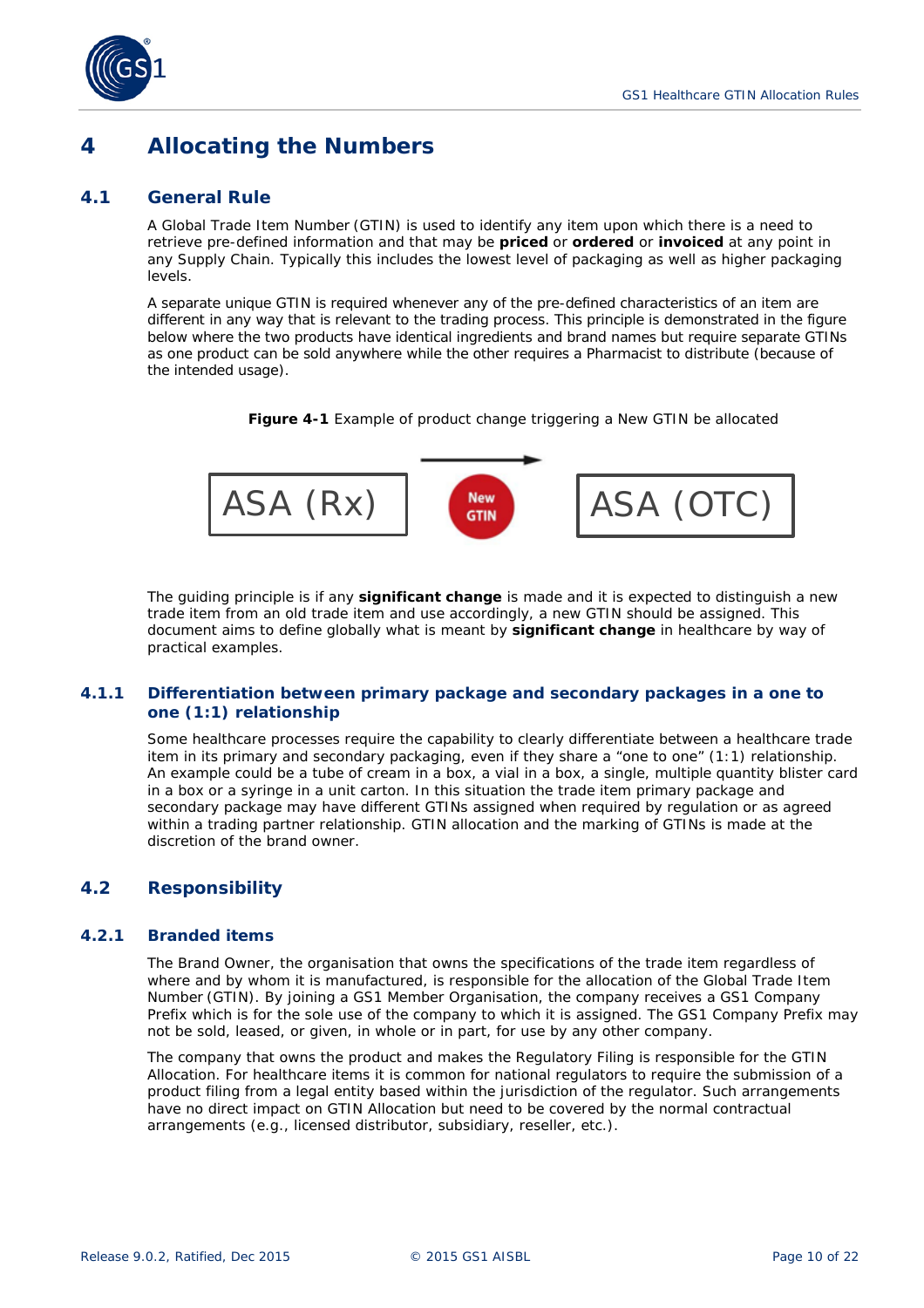# 4 Allocating the Numbers

## 4.1 General Rule

A Global Trade Item Number (GTIN) is used to identify any item upon which there is a need to retrieve pre-defined information and that may be **priced** or **ordered** or **invoiced** at any point in any Supply Chain. Typically this includes the lowest level of packaging as well as higher packaging levels.

A separate unique GTIN is required whenever any of the pre-defined characteristics of an item are different in any way that is relevant to the trading process. This principle is demonstrated in the figure below where the two products have identical ingredients and brand names but require separate GTINs as one product can be sold anywhere while the other requires a Pharmacist to distribute (because of the intended usage).

**Figure 4-1** Example of product change triggering a New GTIN be allocated

ASA (Rx) → New GTIN → ASA (OTC)

The guiding principle is if any **significant change** is made and it is expected to distinguish a new trade item from an old trade item and use accordingly, a new GTIN should be assigned. This document aims to define globally what is meant by **significant change** in healthcare by way of practical examples.

### 4.1.1 Differentiation between primary package and secondary packages in a one to one (1:1) relationship

Some healthcare processes require the capability to clearly differentiate between a healthcare trade item in its primary and secondary packaging, even if they share a "one to one" (1:1) relationship. An example could be a tube of cream in a box, a vial in a box, a single, multiple quantity blister card in a box or a syringe in a unit carton. In this situation the trade item primary package and secondary package may have different GTINs assigned when required by regulation or as agreed within a trading partner relationship. GTIN allocation and the marking of GTINs is made at the discretion of the brand owner.

## 4.2 Responsibility

### 4.2.1 Branded items

The Brand Owner, the organisation that owns the specifications of the trade item regardless of where and by whom it is manufactured, is responsible for the allocation of the Global Trade Item Number (GTIN). By joining a GS1 Member Organisation, the company receives a GS1 Company Prefix which is for the sole use of the company to which it is assigned. The GS1 Company Prefix may not be sold, leased, or given, in whole or in part, for use by any other company.

The company that owns the product and makes the Regulatory Filing is responsible for the GTIN Allocation. For healthcare items it is common for national regulators to require the submission of a product filing from a legal entity based within the jurisdiction of the regulator. Such arrangements have no direct impact on GTIN Allocation but need to be covered by the normal contractual arrangements (e.g., licensed distributor, subsidiary, reseller, etc.).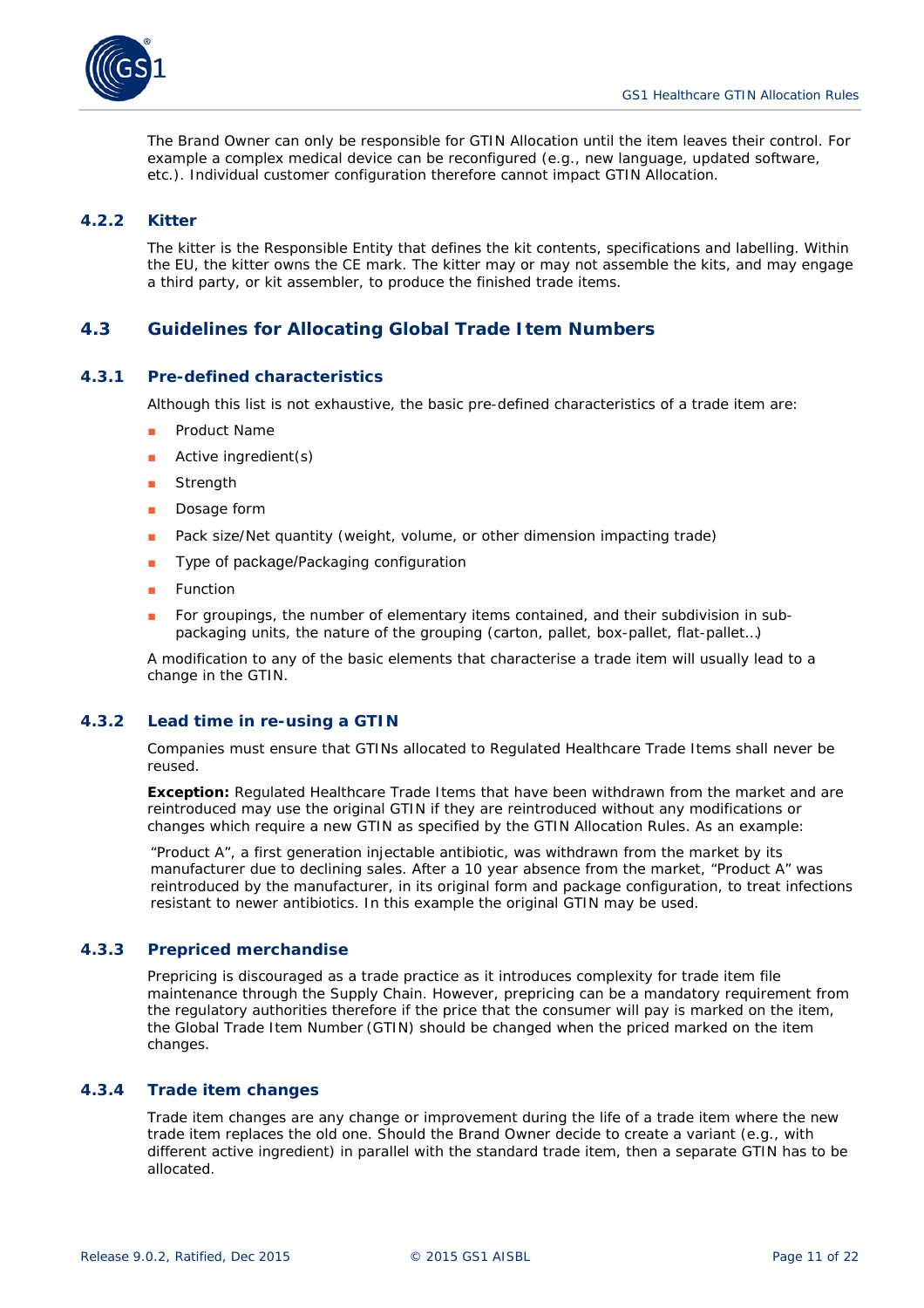The Brand Owner can only be responsible for GTIN Allocation until the item leaves their control. For example a complex medical device can be reconfigured (e.g., new language, updated software, etc.). Individual customer configuration therefore cannot impact GTIN Allocation.

### 4.2.2 Kitter

The kitter is the Responsible Entity that defines the kit contents, specifications and labelling. Within the EU, the kitter owns the CE mark. The kitter may or may not assemble the kits, and may engage a third party, or kit assembler, to produce the finished trade items.

## 4.3 Guidelines for Allocating Global Trade Item Numbers

### 4.3.1 Pre-defined characteristics

Although this list is not exhaustive, the basic pre-defined characteristics of a trade item are:

- Product Name
- Active ingredient(s)
- Strength
- Dosage form
- Pack size/Net quantity (weight, volume, or other dimension impacting trade)
- Type of package/Packaging configuration
- Function
- For groupings, the number of elementary items contained, and their subdivision in sub-packaging units, the nature of the grouping (carton, pallet, box-pallet, flat-pallet…)

A modification to any of the basic elements that characterise a trade item will usually lead to a change in the GTIN.

### 4.3.2 Lead time in re-using a GTIN

Companies must ensure that GTINs allocated to Regulated Healthcare Trade Items shall never be reused.

**Exception:** Regulated Healthcare Trade Items that have been withdrawn from the market and are reintroduced may use the original GTIN if they are reintroduced without any modifications or changes which require a new GTIN as specified by the GTIN Allocation Rules. As an example:

"Product A", a first generation injectable antibiotic, was withdrawn from the market by its manufacturer due to declining sales. After a 10 year absence from the market, "Product A" was reintroduced by the manufacturer, in its original form and package configuration, to treat infections resistant to newer antibiotics. In this example the original GTIN may be used.

### 4.3.3 Prepriced merchandise

Prepricing is discouraged as a trade practice as it introduces complexity for trade item file maintenance through the Supply Chain. However, prepricing can be a mandatory requirement from the regulatory authorities therefore if the price that the consumer will pay is marked on the item, the Global Trade Item Number (GTIN) should be changed when the priced marked on the item changes.

### 4.3.4 Trade item changes

Trade item changes are any change or improvement during the life of a trade item where the new trade item replaces the old one. Should the Brand Owner decide to create a variant (e.g., with different active ingredient) in parallel with the standard trade item, then a separate GTIN has to be allocated.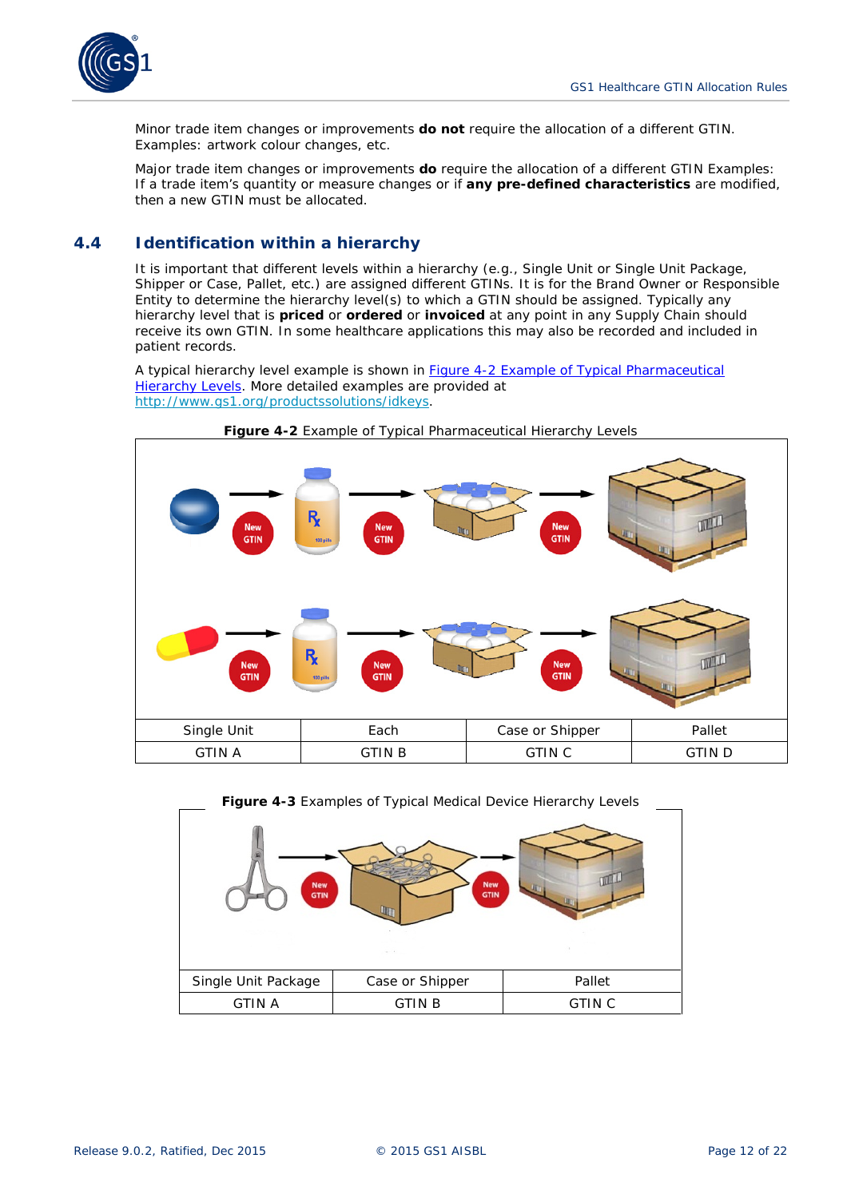Minor trade item changes or improvements **do not** require the allocation of a different GTIN. Examples: artwork colour changes, etc.

Major trade item changes or improvements **do** require the allocation of a different GTIN Examples: If a trade item's quantity or measure changes or if **any pre-defined characteristics** are modified, then a new GTIN must be allocated.

## 4.4 Identification within a hierarchy

It is important that different levels within a hierarchy (e.g., Single Unit or Single Unit Package, Shipper or Case, Pallet, etc.) are assigned different GTINs. It is for the Brand Owner or Responsible Entity to determine the hierarchy level(s) to which a GTIN should be assigned. Typically any hierarchy level that is **priced** or **ordered** or **invoiced** at any point in any Supply Chain should receive its own GTIN. In some healthcare applications this may also be recorded and included in patient records.

A typical hierarchy level example is shown in [Figure 4-2 Example of Typical Pharmaceutical Hierarchy Levels](#). More detailed examples are provided at [http://www.gs1.org/productssolutions/idkeys](http://www.gs1.org/productssolutions/idkeys).

**Figure 4-2** Example of Typical Pharmaceutical Hierarchy Levels

| Single Unit | Each | Case or Shipper | Pallet |
|---|---|---|---|
| GTIN A | GTIN B | GTIN C | GTIN D |

**Figure 4-3** Examples of Typical Medical Device Hierarchy Levels

| Single Unit Package | Case or Shipper | Pallet |
|---|---|---|
| GTIN A | GTIN B | GTIN C |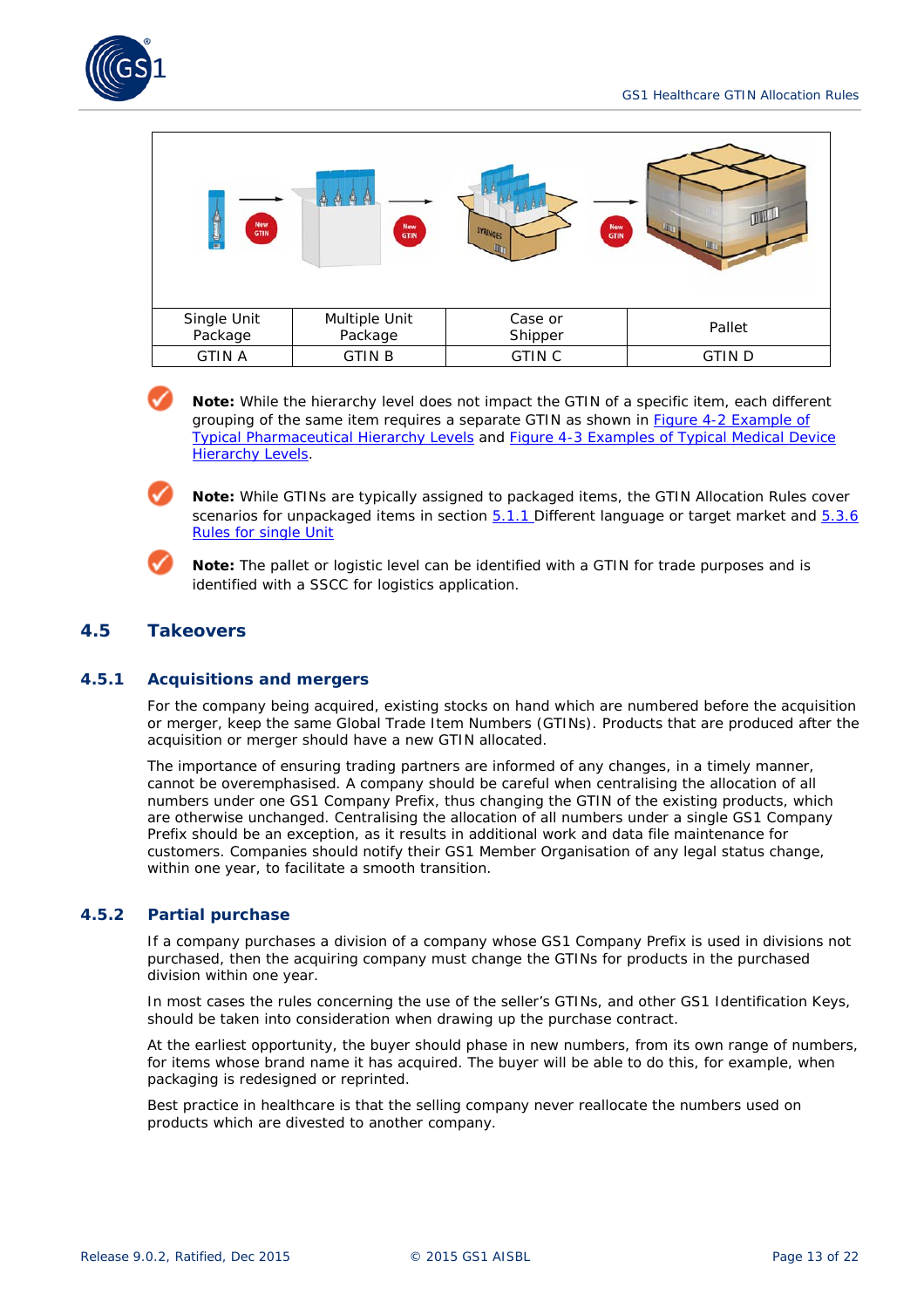| Single Unit Package | Multiple Unit Package | Case or Shipper | Pallet |
|---|---|---|---|
| GTIN A | GTIN B | GTIN C | GTIN D |

**Note:** While the hierarchy level does not impact the GTIN of a specific item, each different grouping of the same item requires a separate GTIN as shown in Figure 4-2 Example of Typical Pharmaceutical Hierarchy Levels and Figure 4-3 Examples of Typical Medical Device Hierarchy Levels.

**Note:** While GTINs are typically assigned to packaged items, the GTIN Allocation Rules cover scenarios for unpackaged items in section 5.1.1 Different language or target market and 5.3.6 Rules for single Unit

**Note:** The pallet or logistic level can be identified with a GTIN for trade purposes and is identified with a SSCC for logistics application.

## 4.5 Takeovers

### 4.5.1 Acquisitions and mergers

For the company being acquired, existing stocks on hand which are numbered before the acquisition or merger, keep the same Global Trade Item Numbers (GTINs). Products that are produced after the acquisition or merger should have a new GTIN allocated.

The importance of ensuring trading partners are informed of any changes, in a timely manner, cannot be overemphasised. A company should be careful when centralising the allocation of all numbers under one GS1 Company Prefix, thus changing the GTIN of the existing products, which are otherwise unchanged. Centralising the allocation of all numbers under a single GS1 Company Prefix should be an exception, as it results in additional work and data file maintenance for customers. Companies should notify their GS1 Member Organisation of any legal status change, within one year, to facilitate a smooth transition.

### 4.5.2 Partial purchase

If a company purchases a division of a company whose GS1 Company Prefix is used in divisions not purchased, then the acquiring company must change the GTINs for products in the purchased division within one year.

In most cases the rules concerning the use of the seller's GTINs, and other GS1 Identification Keys, should be taken into consideration when drawing up the purchase contract.

At the earliest opportunity, the buyer should phase in new numbers, from its own range of numbers, for items whose brand name it has acquired. The buyer will be able to do this, for example, when packaging is redesigned or reprinted.

Best practice in healthcare is that the selling company never reallocate the numbers used on products which are divested to another company.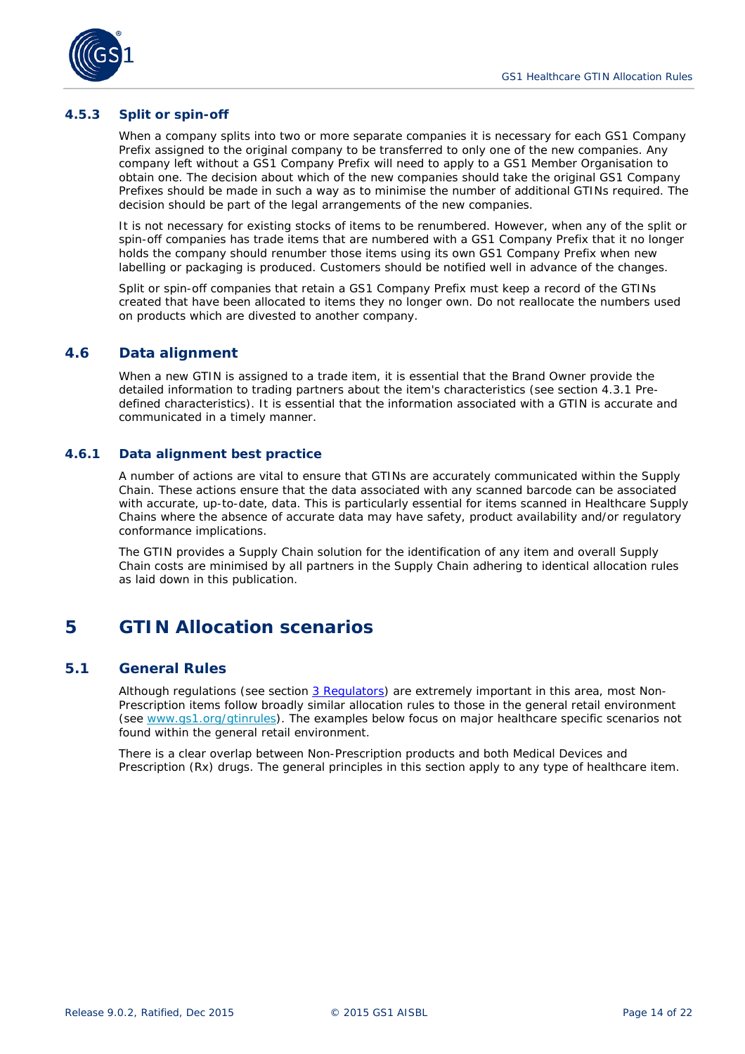### 4.5.3 Split or spin-off

When a company splits into two or more separate companies it is necessary for each GS1 Company Prefix assigned to the original company to be transferred to only one of the new companies. Any company left without a GS1 Company Prefix will need to apply to a GS1 Member Organisation to obtain one. The decision about which of the new companies should take the original GS1 Company Prefixes should be made in such a way as to minimise the number of additional GTINs required. The decision should be part of the legal arrangements of the new companies.

It is not necessary for existing stocks of items to be renumbered. However, when any of the split or spin-off companies has trade items that are numbered with a GS1 Company Prefix that it no longer holds the company should renumber those items using its own GS1 Company Prefix when new labelling or packaging is produced. Customers should be notified well in advance of the changes.

Split or spin-off companies that retain a GS1 Company Prefix must keep a record of the GTINs created that have been allocated to items they no longer own. Do not reallocate the numbers used on products which are divested to another company.

## 4.6 Data alignment

When a new GTIN is assigned to a trade item, it is essential that the Brand Owner provide the detailed information to trading partners about the item's characteristics (see section 4.3.1 Pre-defined characteristics). It is essential that the information associated with a GTIN is accurate and communicated in a timely manner.

### 4.6.1 Data alignment best practice

A number of actions are vital to ensure that GTINs are accurately communicated within the Supply Chain. These actions ensure that the data associated with any scanned barcode can be associated with accurate, up-to-date, data. This is particularly essential for items scanned in Healthcare Supply Chains where the absence of accurate data may have safety, product availability and/or regulatory conformance implications.

The GTIN provides a Supply Chain solution for the identification of any item and overall Supply Chain costs are minimised by all partners in the Supply Chain adhering to identical allocation rules as laid down in this publication.

# 5 GTIN Allocation scenarios

## 5.1 General Rules

Although regulations (see section [3 Regulators]) are extremely important in this area, most Non-Prescription items follow broadly similar allocation rules to those in the general retail environment (see [www.gs1.org/gtinrules](http://www.gs1.org/gtinrules)). The examples below focus on major healthcare specific scenarios not found within the general retail environment.

There is a clear overlap between Non-Prescription products and both Medical Devices and Prescription (Rx) drugs. The general principles in this section apply to any type of healthcare item.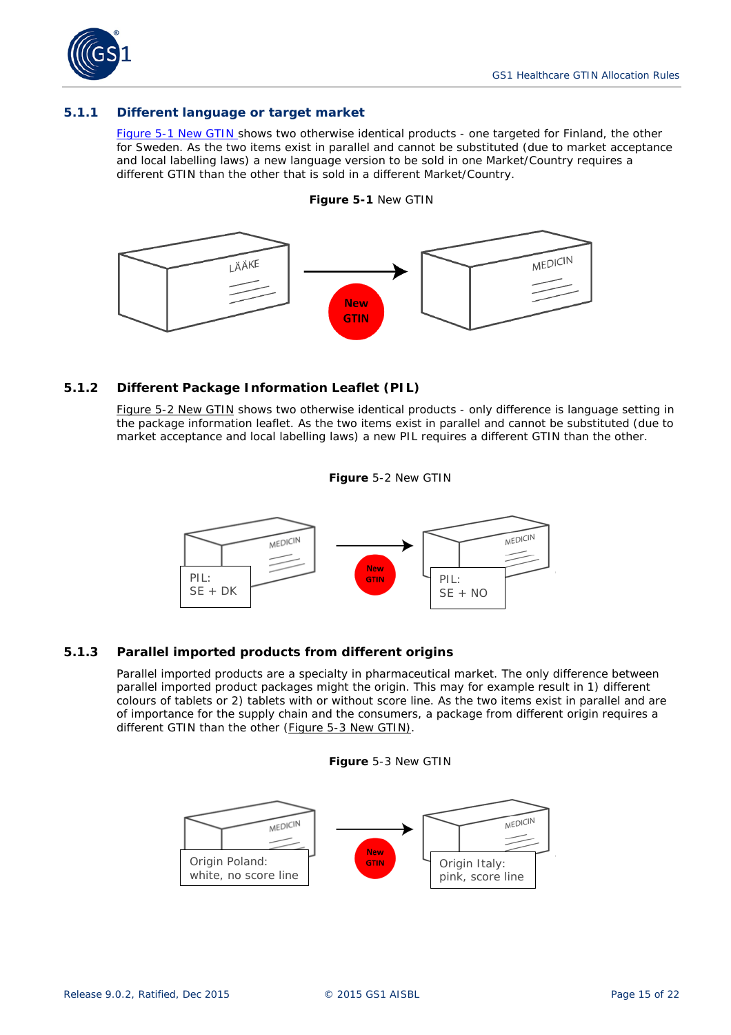### 5.1.1 Different language or target market

Figure 5-1 New GTIN shows two otherwise identical products - one targeted for Finland, the other for Sweden. As the two items exist in parallel and cannot be substituted (due to market acceptance and local labelling laws) a new language version to be sold in one Market/Country requires a different GTIN than the other that is sold in a different Market/Country.

**Figure 5-1** New GTIN

### 5.1.2 Different Package Information Leaflet (PIL)

Figure 5-2 New GTIN shows two otherwise identical products - only difference is language setting in the package information leaflet. As the two items exist in parallel and cannot be substituted (due to market acceptance and local labelling laws) a new PIL requires a different GTIN than the other.

**Figure** 5-2 New GTIN

### 5.1.3 Parallel imported products from different origins

Parallel imported products are a specialty in pharmaceutical market. The only difference between parallel imported product packages might the origin. This may for example result in 1) different colours of tablets or 2) tablets with or without score line. As the two items exist in parallel and are of importance for the supply chain and the consumers, a package from different origin requires a different GTIN than the other (Figure 5-3 New GTIN).

**Figure** 5-3 New GTIN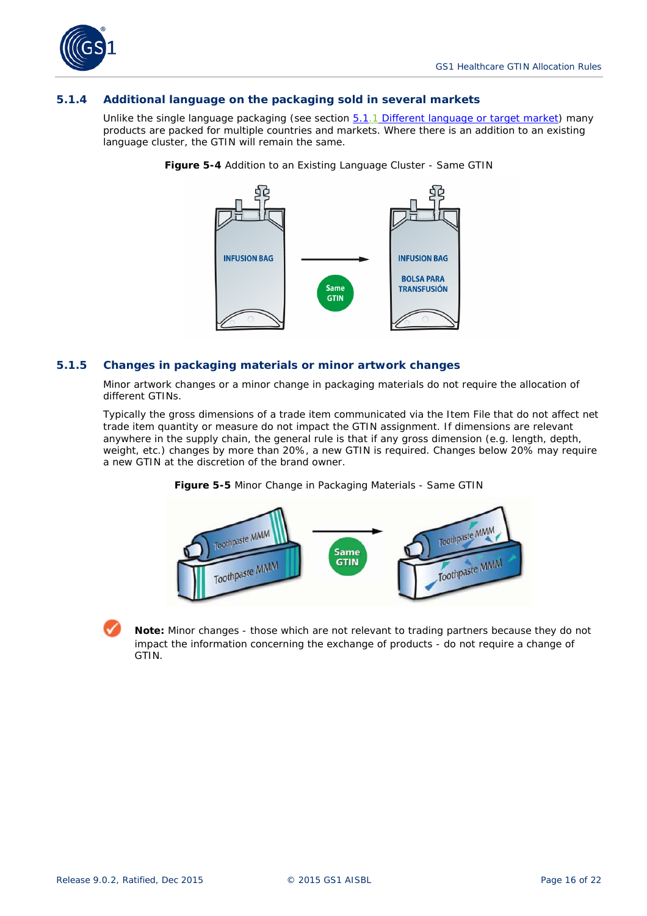### 5.1.4 Additional language on the packaging sold in several markets

Unlike the single language packaging (see section 5.1.1 Different language or target market) many products are packed for multiple countries and markets. Where there is an addition to an existing language cluster, the GTIN will remain the same.

**Figure 5-4** Addition to an Existing Language Cluster - Same GTIN

### 5.1.5 Changes in packaging materials or minor artwork changes

Minor artwork changes or a minor change in packaging materials do not require the allocation of different GTINs.

Typically the gross dimensions of a trade item communicated via the Item File that do not affect net trade item quantity or measure do not impact the GTIN assignment. If dimensions are relevant anywhere in the supply chain, the general rule is that if any gross dimension (e.g. length, depth, weight, etc.) changes by more than 20%, a new GTIN is required. Changes below 20% may require a new GTIN at the discretion of the brand owner.

**Figure 5-5** Minor Change in Packaging Materials - Same GTIN

**Note:** Minor changes - those which are not relevant to trading partners because they do not impact the information concerning the exchange of products - do not require a change of GTIN.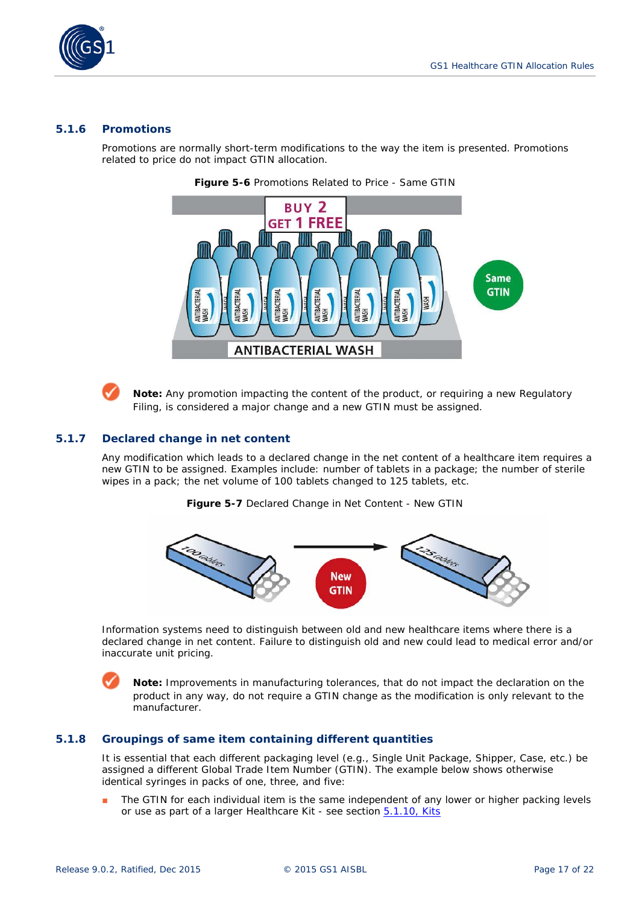### 5.1.6 Promotions

Promotions are normally short-term modifications to the way the item is presented. Promotions related to price do not impact GTIN allocation.

**Figure 5-6** Promotions Related to Price - Same GTIN

**Note:** Any promotion impacting the content of the product, or requiring a new Regulatory Filing, is considered a major change and a new GTIN must be assigned.

### 5.1.7 Declared change in net content

Any modification which leads to a declared change in the net content of a healthcare item requires a new GTIN to be assigned. Examples include: number of tablets in a package; the number of sterile wipes in a pack; the net volume of 100 tablets changed to 125 tablets, etc.

**Figure 5-7** Declared Change in Net Content - New GTIN

Information systems need to distinguish between old and new healthcare items where there is a declared change in net content. Failure to distinguish old and new could lead to medical error and/or inaccurate unit pricing.

**Note:** Improvements in manufacturing tolerances, that do not impact the declaration on the product in any way, do not require a GTIN change as the modification is only relevant to the manufacturer.

### 5.1.8 Groupings of same item containing different quantities

It is essential that each different packaging level (e.g., Single Unit Package, Shipper, Case, etc.) be assigned a different Global Trade Item Number (GTIN). The example below shows otherwise identical syringes in packs of one, three, and five:

- The GTIN for each individual item is the same independent of any lower or higher packing levels or use as part of a larger Healthcare Kit - see section 5.1.10, Kits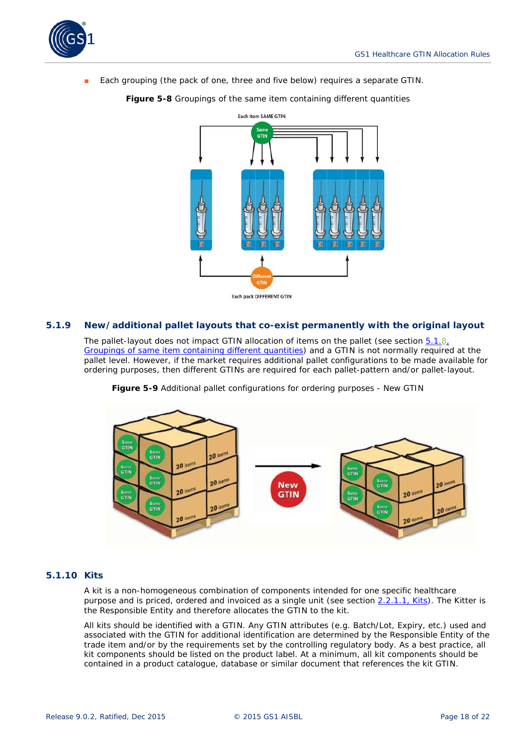- Each grouping (the pack of one, three and five below) requires a separate GTIN.

**Figure 5-8** Groupings of the same item containing different quantities

### 5.1.9 New/additional pallet layouts that co-exist permanently with the original layout

The pallet-layout does not impact GTIN allocation of items on the pallet (see section 5.1.8, Groupings of same item containing different quantities) and a GTIN is not normally required at the pallet level. However, if the market requires additional pallet configurations to be made available for ordering purposes, then different GTINs are required for each pallet-pattern and/or pallet-layout.

**Figure 5-9** Additional pallet configurations for ordering purposes - New GTIN

### 5.1.10 Kits

A kit is a non-homogeneous combination of components intended for one specific healthcare purpose and is priced, ordered and invoiced as a single unit (see section 2.2.1.1, Kits). The Kitter is the Responsible Entity and therefore allocates the GTIN to the kit.

All kits should be identified with a GTIN. Any GTIN attributes (e.g. Batch/Lot, Expiry, etc.) used and associated with the GTIN for additional identification are determined by the Responsible Entity of the trade item and/or by the requirements set by the controlling regulatory body. As a best practice, all kit components should be listed on the product label. At a minimum, all kit components should be contained in a product catalogue, database or similar document that references the kit GTIN.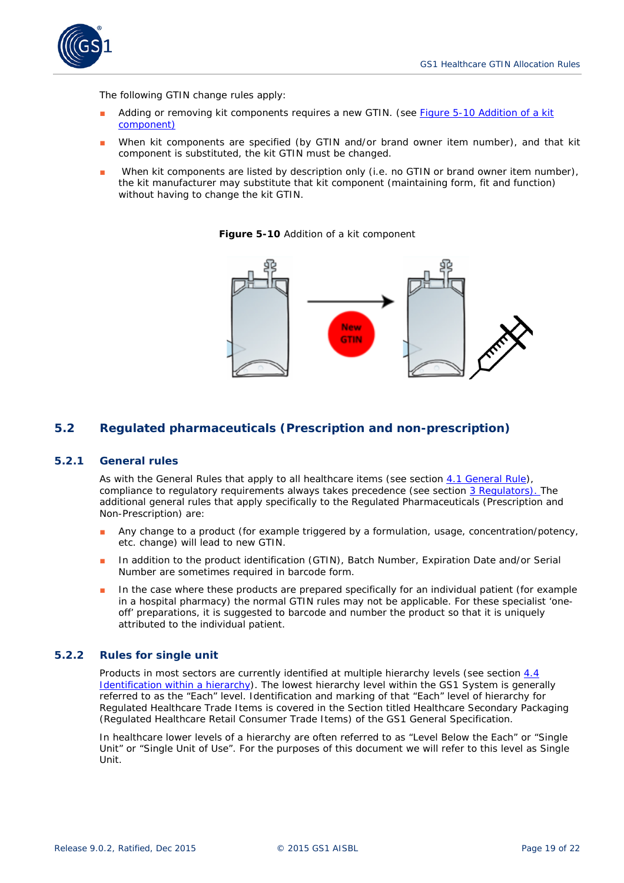The following GTIN change rules apply:

- Adding or removing kit components requires a new GTIN. (see Figure 5-10 Addition of a kit component)
- When kit components are specified (by GTIN and/or brand owner item number), and that kit component is substituted, the kit GTIN must be changed.
- When kit components are listed by description only (i.e. no GTIN or brand owner item number), the kit manufacturer may substitute that kit component (maintaining form, fit and function) without having to change the kit GTIN.

**Figure 5-10** Addition of a kit component

## 5.2 Regulated pharmaceuticals (Prescription and non-prescription)

### 5.2.1 General rules

As with the General Rules that apply to all healthcare items (see section 4.1 General Rule), compliance to regulatory requirements always takes precedence (see section 3 Regulators). The additional general rules that apply specifically to the Regulated Pharmaceuticals (Prescription and Non-Prescription) are:

- Any change to a product (for example triggered by a formulation, usage, concentration/potency, etc. change) will lead to new GTIN.
- In addition to the product identification (GTIN), Batch Number, Expiration Date and/or Serial Number are sometimes required in barcode form.
- In the case where these products are prepared specifically for an individual patient (for example in a hospital pharmacy) the normal GTIN rules may not be applicable. For these specialist 'one-off' preparations, it is suggested to barcode and number the product so that it is uniquely attributed to the individual patient.

### 5.2.2 Rules for single unit

Products in most sectors are currently identified at multiple hierarchy levels (see section 4.4 Identification within a hierarchy). The lowest hierarchy level within the GS1 System is generally referred to as the "Each" level. Identification and marking of that "Each" level of hierarchy for Regulated Healthcare Trade Items is covered in the Section titled Healthcare Secondary Packaging (Regulated Healthcare Retail Consumer Trade Items) of the GS1 General Specification.

In healthcare lower levels of a hierarchy are often referred to as "Level Below the Each" or "Single Unit" or "Single Unit of Use". For the purposes of this document we will refer to this level as Single Unit.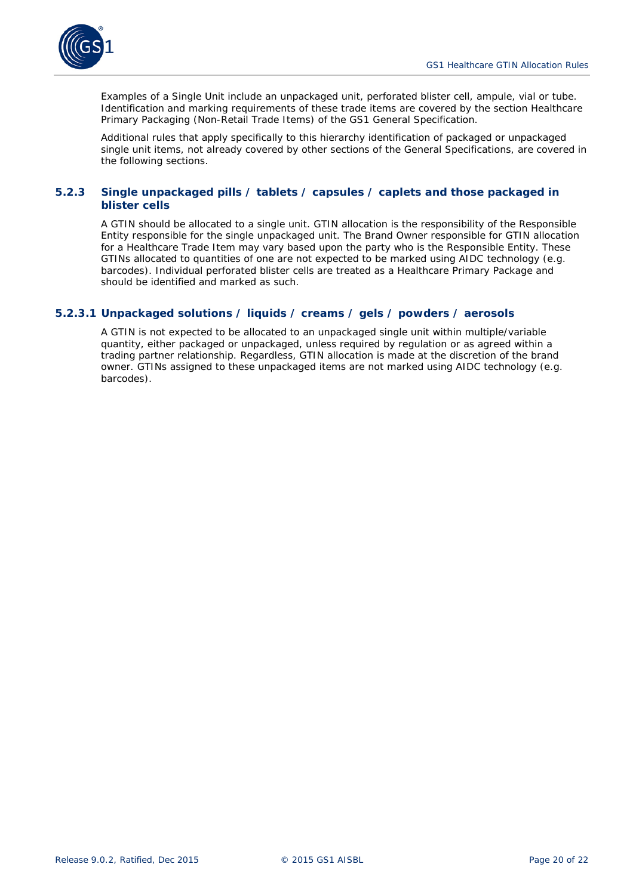Examples of a Single Unit include an unpackaged unit, perforated blister cell, ampule, vial or tube. Identification and marking requirements of these trade items are covered by the section Healthcare Primary Packaging (Non-Retail Trade Items) of the GS1 General Specification.

Additional rules that apply specifically to this hierarchy identification of packaged or unpackaged single unit items, not already covered by other sections of the General Specifications, are covered in the following sections.

### 5.2.3 Single unpackaged pills / tablets / capsules / caplets and those packaged in blister cells

A GTIN should be allocated to a single unit. GTIN allocation is the responsibility of the Responsible Entity responsible for the single unpackaged unit. The Brand Owner responsible for GTIN allocation for a Healthcare Trade Item may vary based upon the party who is the Responsible Entity. These GTINs allocated to quantities of one are not expected to be marked using AIDC technology (e.g. barcodes). Individual perforated blister cells are treated as a Healthcare Primary Package and should be identified and marked as such.

#### 5.2.3.1 Unpackaged solutions / liquids / creams / gels / powders / aerosols

A GTIN is not expected to be allocated to an unpackaged single unit within multiple/variable quantity, either packaged or unpackaged, unless required by regulation or as agreed within a trading partner relationship. Regardless, GTIN allocation is made at the discretion of the brand owner. GTINs assigned to these unpackaged items are not marked using AIDC technology (e.g. barcodes).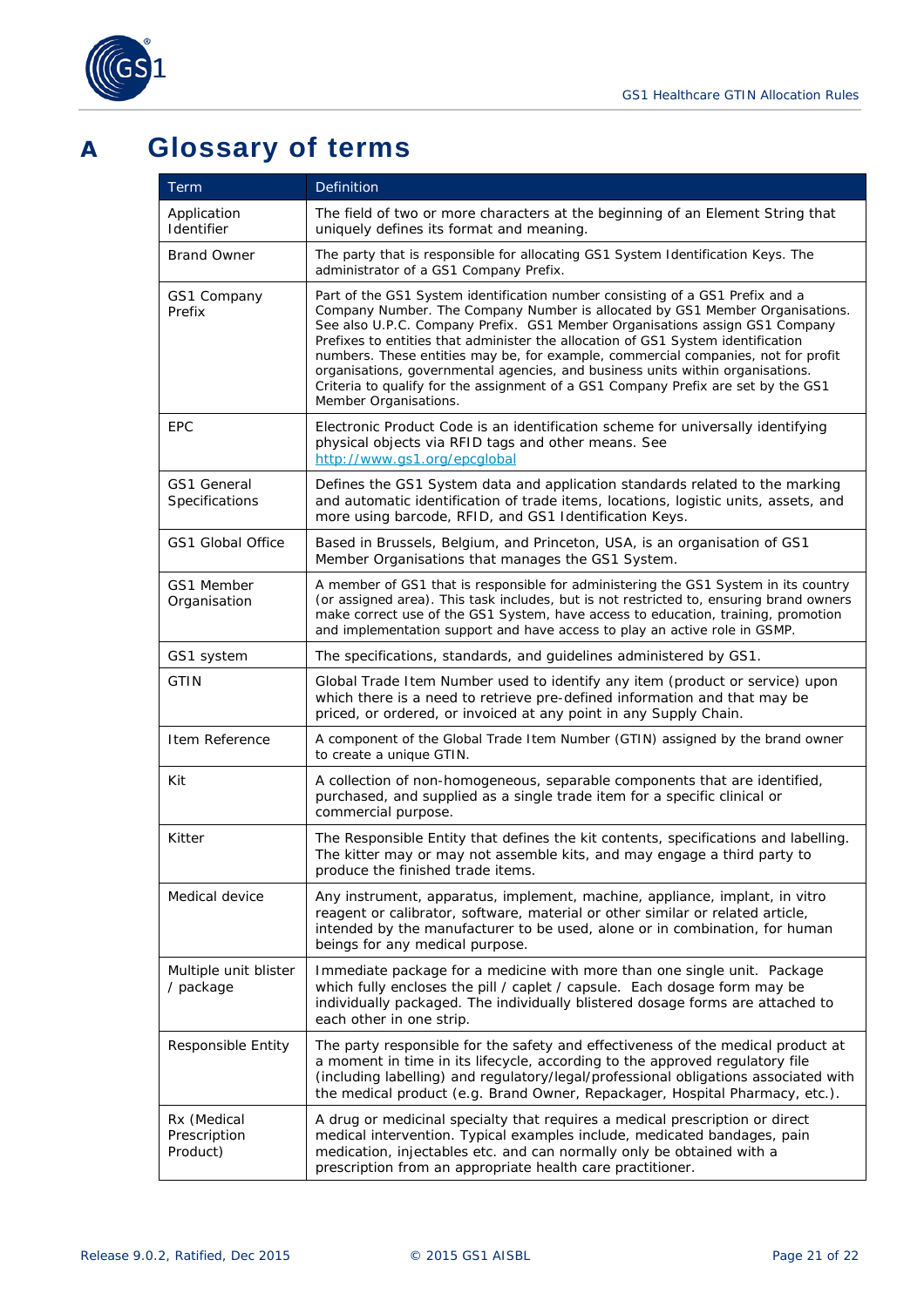# A Glossary of terms

| Term | Definition |
|---|---|
| Application Identifier | The field of two or more characters at the beginning of an Element String that uniquely defines its format and meaning. |
| Brand Owner | The party that is responsible for allocating GS1 System Identification Keys. The administrator of a GS1 Company Prefix. |
| GS1 Company Prefix | Part of the GS1 System identification number consisting of a GS1 Prefix and a Company Number. The Company Number is allocated by GS1 Member Organisations. See also U.P.C. Company Prefix. GS1 Member Organisations assign GS1 Company Prefixes to entities that administer the allocation of GS1 System identification numbers. These entities may be, for example, commercial companies, not for profit organisations, governmental agencies, and business units within organisations. Criteria to qualify for the assignment of a GS1 Company Prefix are set by the GS1 Member Organisations. |
| EPC | Electronic Product Code is an identification scheme for universally identifying physical objects via RFID tags and other means. See http://www.gs1.org/epcglobal |
| GS1 General Specifications | Defines the GS1 System data and application standards related to the marking and automatic identification of trade items, locations, logistic units, assets, and more using barcode, RFID, and GS1 Identification Keys. |
| GS1 Global Office | Based in Brussels, Belgium, and Princeton, USA, is an organisation of GS1 Member Organisations that manages the GS1 System. |
| GS1 Member Organisation | A member of GS1 that is responsible for administering the GS1 System in its country (or assigned area). This task includes, but is not restricted to, ensuring brand owners make correct use of the GS1 System, have access to education, training, promotion and implementation support and have access to play an active role in GSMP. |
| GS1 system | The specifications, standards, and guidelines administered by GS1. |
| GTIN | Global Trade Item Number used to identify any item (product or service) upon which there is a need to retrieve pre-defined information and that may be priced, or ordered, or invoiced at any point in any Supply Chain. |
| Item Reference | A component of the Global Trade Item Number (GTIN) assigned by the brand owner to create a unique GTIN. |
| Kit | A collection of non-homogeneous, separable components that are identified, purchased, and supplied as a single trade item for a specific clinical or commercial purpose. |
| Kitter | The Responsible Entity that defines the kit contents, specifications and labelling. The kitter may or may not assemble kits, and may engage a third party to produce the finished trade items. |
| Medical device | Any instrument, apparatus, implement, machine, appliance, implant, in vitro reagent or calibrator, software, material or other similar or related article, intended by the manufacturer to be used, alone or in combination, for human beings for any medical purpose. |
| Multiple unit blister / package | Immediate package for a medicine with more than one single unit. Package which fully encloses the pill / caplet / capsule. Each dosage form may be individually packaged. The individually blistered dosage forms are attached to each other in one strip. |
| Responsible Entity | The party responsible for the safety and effectiveness of the medical product at a moment in time in its lifecycle, according to the approved regulatory file (including labelling) and regulatory/legal/professional obligations associated with the medical product (e.g. Brand Owner, Repackager, Hospital Pharmacy, etc.). |
| Rx (Medical Prescription Product) | A drug or medicinal specialty that requires a medical prescription or direct medical intervention. Typical examples include, medicated bandages, pain medication, injectables etc. and can normally only be obtained with a prescription from an appropriate health care practitioner. |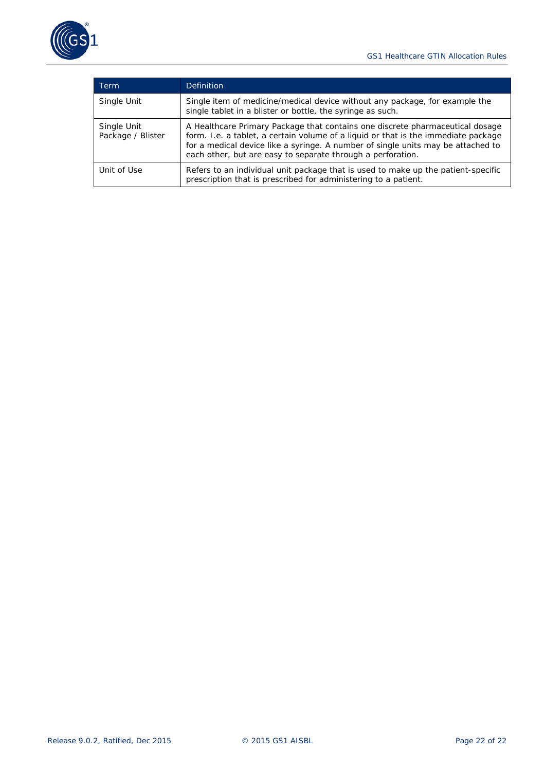| Term | Definition |
|---|---|
| Single Unit | Single item of medicine/medical device without any package, for example the single tablet in a blister or bottle, the syringe as such. |
| Single Unit Package / Blister | A Healthcare Primary Package that contains one discrete pharmaceutical dosage form. I.e. a tablet, a certain volume of a liquid or that is the immediate package for a medical device like a syringe. A number of single units may be attached to each other, but are easy to separate through a perforation. |
| Unit of Use | Refers to an individual unit package that is used to make up the patient-specific prescription that is prescribed for administering to a patient. |